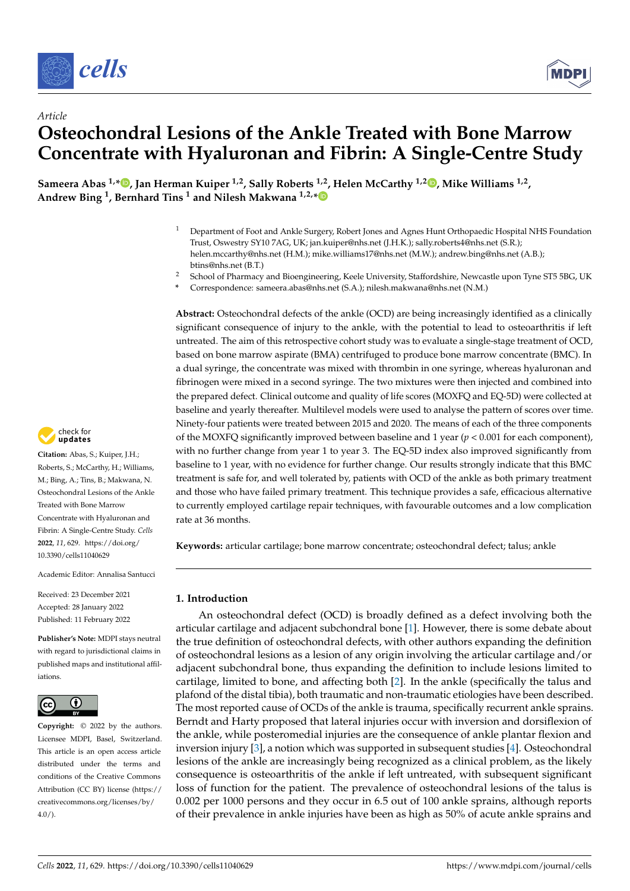*Article*

# Osteochondral Lesions of the Ankle Treated with Bone Marrow Concentrate with Hyaluronan and Fibrin: A Single-Centre Study

**Sameera Abas [1,*], Jan Herman Kuiper [1,2], Sally Roberts [1,2], Helen McCarthy [1,2], Mike Williams [1,2], Andrew Bing [1], Bernhard Tins [1] and Nilesh Makwana [1,2,*]**

[1] Department of Foot and Ankle Surgery, Robert Jones and Agnes Hunt Orthopaedic Hospital NHS Foundation Trust, Oswestry SY10 7AG, UK; jan.kuiper@nhs.net (J.H.K.); sally.roberts4@nhs.net (S.R.); helen.mccarthy@nhs.net (H.M.); mike.williams17@nhs.net (M.W.); andrew.bing@nhs.net (A.B.); btins@nhs.net (B.T.)

[2] School of Pharmacy and Bioengineering, Keele University, Staffordshire, Newcastle upon Tyne ST5 5BG, UK

\* Correspondence: sameera.abas@nhs.net (S.A.); nilesh.makwana@nhs.net (N.M.)

**Abstract:** Osteochondral defects of the ankle (OCD) are being increasingly identified as a clinically significant consequence of injury to the ankle, with the potential to lead to osteoarthritis if left untreated. The aim of this retrospective cohort study was to evaluate a single-stage treatment of OCD, based on bone marrow aspirate (BMA) centrifuged to produce bone marrow concentrate (BMC). In a dual syringe, the concentrate was mixed with thrombin in one syringe, whereas hyaluronan and fibrinogen were mixed in a second syringe. The two mixtures were then injected and combined into the prepared defect. Clinical outcome and quality of life scores (MOXFQ and EQ-5D) were collected at baseline and yearly thereafter. Multilevel models were used to analyse the pattern of scores over time. Ninety-four patients were treated between 2015 and 2020. The means of each of the three components of the MOXFQ significantly improved between baseline and 1 year ($p < 0.001$ for each component), with no further change from year 1 to year 3. The EQ-5D index also improved significantly from baseline to 1 year, with no evidence for further change. Our results strongly indicate that this BMC treatment is safe for, and well tolerated by, patients with OCD of the ankle as both primary treatment and those who have failed primary treatment. This technique provides a safe, efficacious alternative to currently employed cartilage repair techniques, with favourable outcomes and a low complication rate at 36 months.

**Keywords:** articular cartilage; bone marrow concentrate; osteochondral defect; talus; ankle

**Citation:** Abas, S.; Kuiper, J.H.; Roberts, S.; McCarthy, H.; Williams, M.; Bing, A.; Tins, B.; Makwana, N. Osteochondral Lesions of the Ankle Treated with Bone Marrow Concentrate with Hyaluronan and Fibrin: A Single-Centre Study. *Cells* **2022**, *11*, 629. https://doi.org/10.3390/cells11040629

Academic Editor: Annalisa Santucci

Received: 23 December 2021
Accepted: 28 January 2022
Published: 11 February 2022

**Publisher's Note:** MDPI stays neutral with regard to jurisdictional claims in published maps and institutional affiliations.

**Copyright:** © 2022 by the authors. Licensee MDPI, Basel, Switzerland. This article is an open access article distributed under the terms and conditions of the Creative Commons Attribution (CC BY) license (https://creativecommons.org/licenses/by/4.0/).

## 1. Introduction

An osteochondral defect (OCD) is broadly defined as a defect involving both the articular cartilage and adjacent subchondral bone [1]. However, there is some debate about the true definition of osteochondral defects, with other authors expanding the definition of osteochondral lesions as a lesion of any origin involving the articular cartilage and/or adjacent subchondral bone, thus expanding the definition to include lesions limited to cartilage, limited to bone, and affecting both [2]. In the ankle (specifically the talus and plafond of the distal tibia), both traumatic and non-traumatic etiologies have been described. The most reported cause of OCDs of the ankle is trauma, specifically recurrent ankle sprains. Berndt and Harty proposed that lateral injuries occur with inversion and dorsiflexion of the ankle, while posteromedial injuries are the consequence of ankle plantar flexion and inversion injury [3], a notion which was supported in subsequent studies [4]. Osteochondral lesions of the ankle are increasingly being recognized as a clinical problem, as the likely consequence is osteoarthritis of the ankle if left untreated, with subsequent significant loss of function for the patient. The prevalence of osteochondral lesions of the talus is 0.002 per 1000 persons and they occur in 6.5 out of 100 ankle sprains, although reports of their prevalence in ankle injuries have been as high as 50% of acute ankle sprains and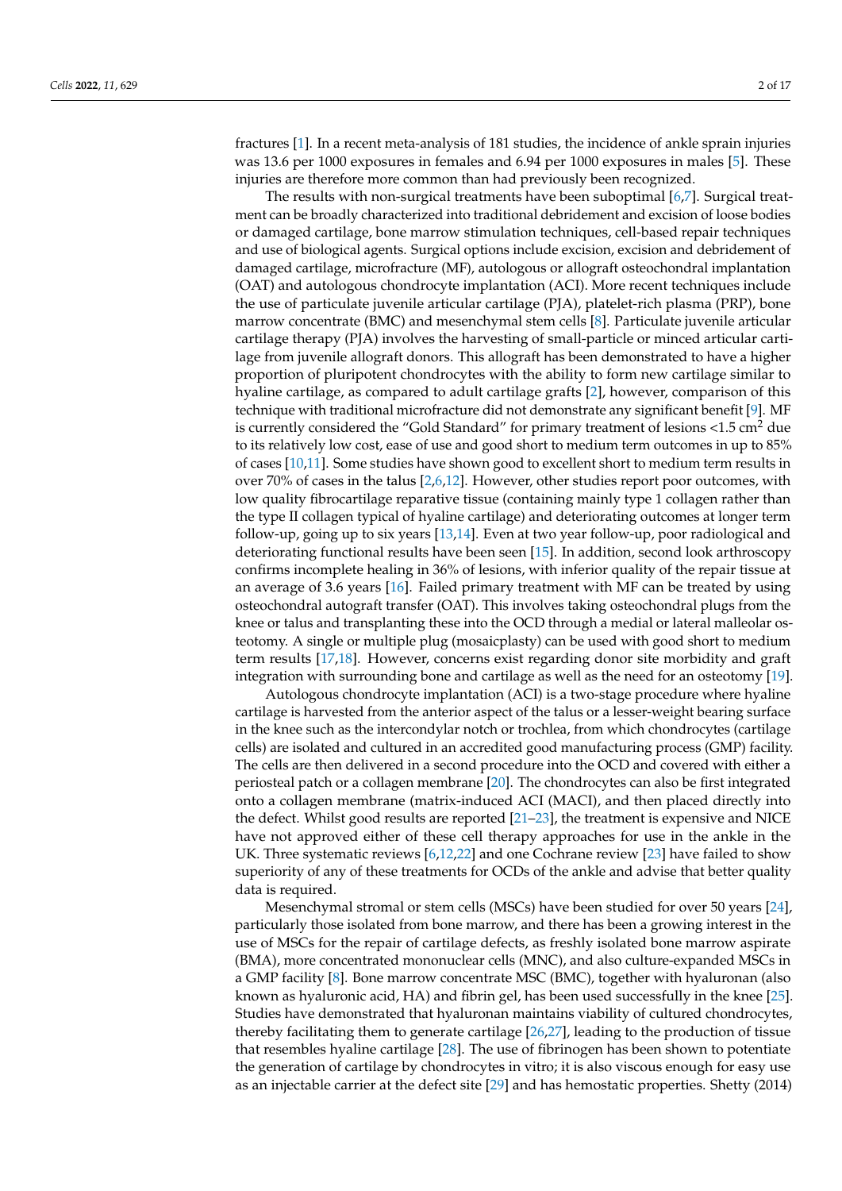fractures [1]. In a recent meta-analysis of 181 studies, the incidence of ankle sprain injuries was 13.6 per 1000 exposures in females and 6.94 per 1000 exposures in males [5]. These injuries are therefore more common than had previously been recognized.

The results with non-surgical treatments have been suboptimal [6,7]. Surgical treatment can be broadly characterized into traditional debridement and excision of loose bodies or damaged cartilage, bone marrow stimulation techniques, cell-based repair techniques and use of biological agents. Surgical options include excision, excision and debridement of damaged cartilage, microfracture (MF), autologous or allograft osteochondral implantation (OAT) and autologous chondrocyte implantation (ACI). More recent techniques include the use of particulate juvenile articular cartilage (PJA), platelet-rich plasma (PRP), bone marrow concentrate (BMC) and mesenchymal stem cells [8]. Particulate juvenile articular cartilage therapy (PJA) involves the harvesting of small-particle or minced articular cartilage from juvenile allograft donors. This allograft has been demonstrated to have a higher proportion of pluripotent chondrocytes with the ability to form new cartilage similar to hyaline cartilage, as compared to adult cartilage grafts [2], however, comparison of this technique with traditional microfracture did not demonstrate any significant benefit [9]. MF is currently considered the "Gold Standard" for primary treatment of lesions <1.5 $cm^2$ due to its relatively low cost, ease of use and good short to medium term outcomes in up to 85% of cases [10,11]. Some studies have shown good to excellent short to medium term results in over 70% of cases in the talus [2,6,12]. However, other studies report poor outcomes, with low quality fibrocartilage reparative tissue (containing mainly type 1 collagen rather than the type II collagen typical of hyaline cartilage) and deteriorating outcomes at longer term follow-up, going up to six years [13,14]. Even at two year follow-up, poor radiological and deteriorating functional results have been seen [15]. In addition, second look arthroscopy confirms incomplete healing in 36% of lesions, with inferior quality of the repair tissue at an average of 3.6 years [16]. Failed primary treatment with MF can be treated by using osteochondral autograft transfer (OAT). This involves taking osteochondral plugs from the knee or talus and transplanting these into the OCD through a medial or lateral malleolar osteotomy. A single or multiple plug (mosaicplasty) can be used with good short to medium term results [17,18]. However, concerns exist regarding donor site morbidity and graft integration with surrounding bone and cartilage as well as the need for an osteotomy [19].

Autologous chondrocyte implantation (ACI) is a two-stage procedure where hyaline cartilage is harvested from the anterior aspect of the talus or a lesser-weight bearing surface in the knee such as the intercondylar notch or trochlea, from which chondrocytes (cartilage cells) are isolated and cultured in an accredited good manufacturing process (GMP) facility. The cells are then delivered in a second procedure into the OCD and covered with either a periosteal patch or a collagen membrane [20]. The chondrocytes can also be first integrated onto a collagen membrane (matrix-induced ACI (MACI), and then placed directly into the defect. Whilst good results are reported [21–23], the treatment is expensive and NICE have not approved either of these cell therapy approaches for use in the ankle in the UK. Three systematic reviews [6,12,22] and one Cochrane review [23] have failed to show superiority of any of these treatments for OCDs of the ankle and advise that better quality data is required.

Mesenchymal stromal or stem cells (MSCs) have been studied for over 50 years [24], particularly those isolated from bone marrow, and there has been a growing interest in the use of MSCs for the repair of cartilage defects, as freshly isolated bone marrow aspirate (BMA), more concentrated mononuclear cells (MNC), and also culture-expanded MSCs in a GMP facility [8]. Bone marrow concentrate MSC (BMC), together with hyaluronan (also known as hyaluronic acid, HA) and fibrin gel, has been used successfully in the knee [25]. Studies have demonstrated that hyaluronan maintains viability of cultured chondrocytes, thereby facilitating them to generate cartilage [26,27], leading to the production of tissue that resembles hyaline cartilage [28]. The use of fibrinogen has been shown to potentiate the generation of cartilage by chondrocytes in vitro; it is also viscous enough for easy use as an injectable carrier at the defect site [29] and has hemostatic properties. Shetty (2014)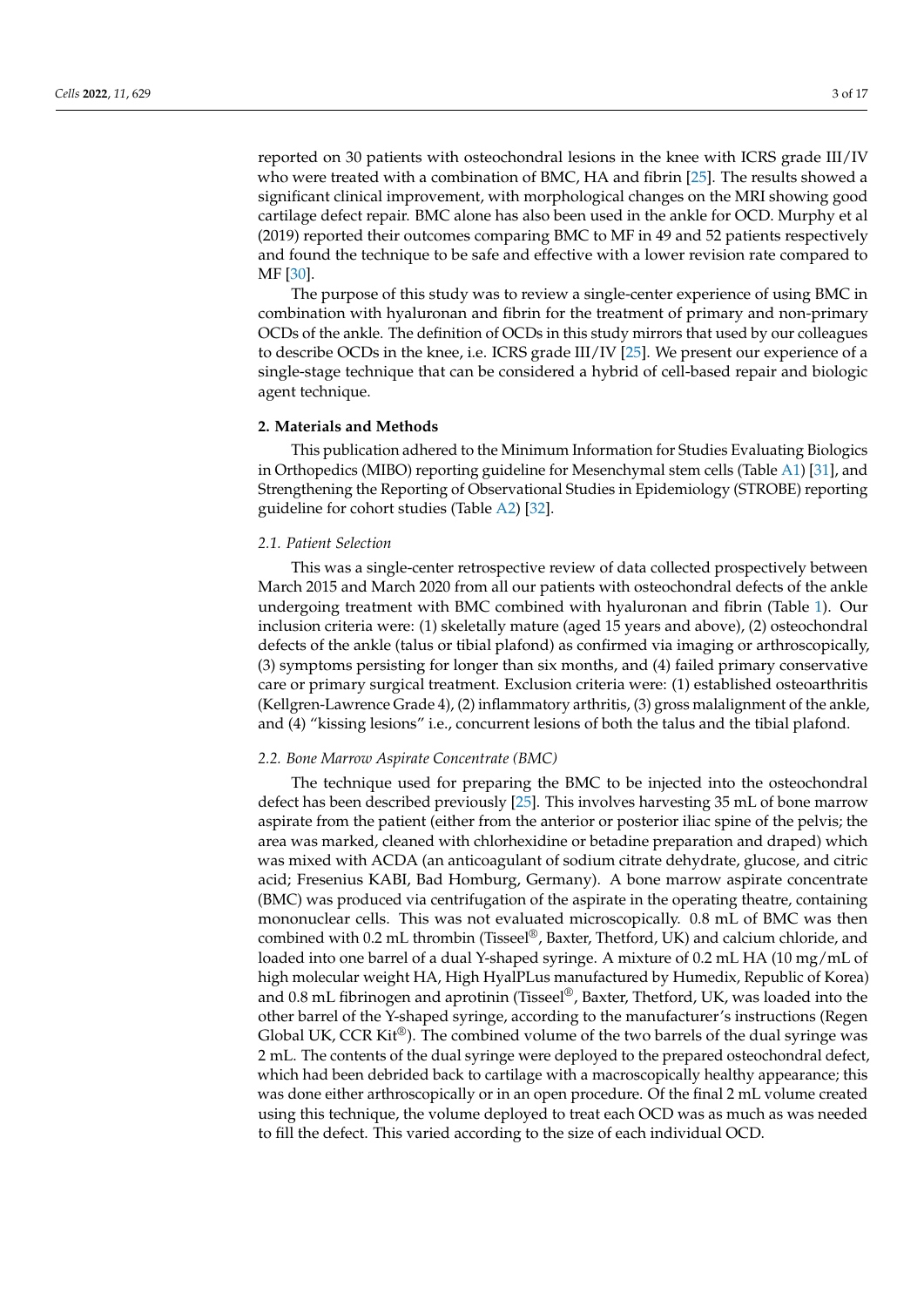reported on 30 patients with osteochondral lesions in the knee with ICRS grade III/IV who were treated with a combination of BMC, HA and fibrin [25]. The results showed a significant clinical improvement, with morphological changes on the MRI showing good cartilage defect repair. BMC alone has also been used in the ankle for OCD. Murphy et al (2019) reported their outcomes comparing BMC to MF in 49 and 52 patients respectively and found the technique to be safe and effective with a lower revision rate compared to MF [30].

The purpose of this study was to review a single-center experience of using BMC in combination with hyaluronan and fibrin for the treatment of primary and non-primary OCDs of the ankle. The definition of OCDs in this study mirrors that used by our colleagues to describe OCDs in the knee, i.e. ICRS grade III/IV [25]. We present our experience of a single-stage technique that can be considered a hybrid of cell-based repair and biologic agent technique.

## 2. Materials and Methods

This publication adhered to the Minimum Information for Studies Evaluating Biologics in Orthopedics (MIBO) reporting guideline for Mesenchymal stem cells (Table A1) [31], and Strengthening the Reporting of Observational Studies in Epidemiology (STROBE) reporting guideline for cohort studies (Table A2) [32].

### 2.1. Patient Selection

This was a single-center retrospective review of data collected prospectively between March 2015 and March 2020 from all our patients with osteochondral defects of the ankle undergoing treatment with BMC combined with hyaluronan and fibrin (Table 1). Our inclusion criteria were: (1) skeletally mature (aged 15 years and above), (2) osteochondral defects of the ankle (talus or tibial plafond) as confirmed via imaging or arthroscopically, (3) symptoms persisting for longer than six months, and (4) failed primary conservative care or primary surgical treatment. Exclusion criteria were: (1) established osteoarthritis (Kellgren-Lawrence Grade 4), (2) inflammatory arthritis, (3) gross malalignment of the ankle, and (4) "kissing lesions" i.e., concurrent lesions of both the talus and the tibial plafond.

### 2.2. Bone Marrow Aspirate Concentrate (BMC)

The technique used for preparing the BMC to be injected into the osteochondral defect has been described previously [25]. This involves harvesting 35 mL of bone marrow aspirate from the patient (either from the anterior or posterior iliac spine of the pelvis; the area was marked, cleaned with chlorhexidine or betadine preparation and draped) which was mixed with ACDA (an anticoagulant of sodium citrate dehydrate, glucose, and citric acid; Fresenius KABI, Bad Homburg, Germany). A bone marrow aspirate concentrate (BMC) was produced via centrifugation of the aspirate in the operating theatre, containing mononuclear cells. This was not evaluated microscopically. 0.8 mL of BMC was then combined with 0.2 mL thrombin (Tisseel®, Baxter, Thetford, UK) and calcium chloride, and loaded into one barrel of a dual Y-shaped syringe. A mixture of 0.2 mL HA (10 mg/mL of high molecular weight HA, High HyalPLus manufactured by Humedix, Republic of Korea) and 0.8 mL fibrinogen and aprotinin (Tisseel®, Baxter, Thetford, UK, was loaded into the other barrel of the Y-shaped syringe, according to the manufacturer's instructions (Regen Global UK, CCR Kit®). The combined volume of the two barrels of the dual syringe was 2 mL. The contents of the dual syringe were deployed to the prepared osteochondral defect, which had been debrided back to cartilage with a macroscopically healthy appearance; this was done either arthroscopically or in an open procedure. Of the final 2 mL volume created using this technique, the volume deployed to treat each OCD was as much as was needed to fill the defect. This varied according to the size of each individual OCD.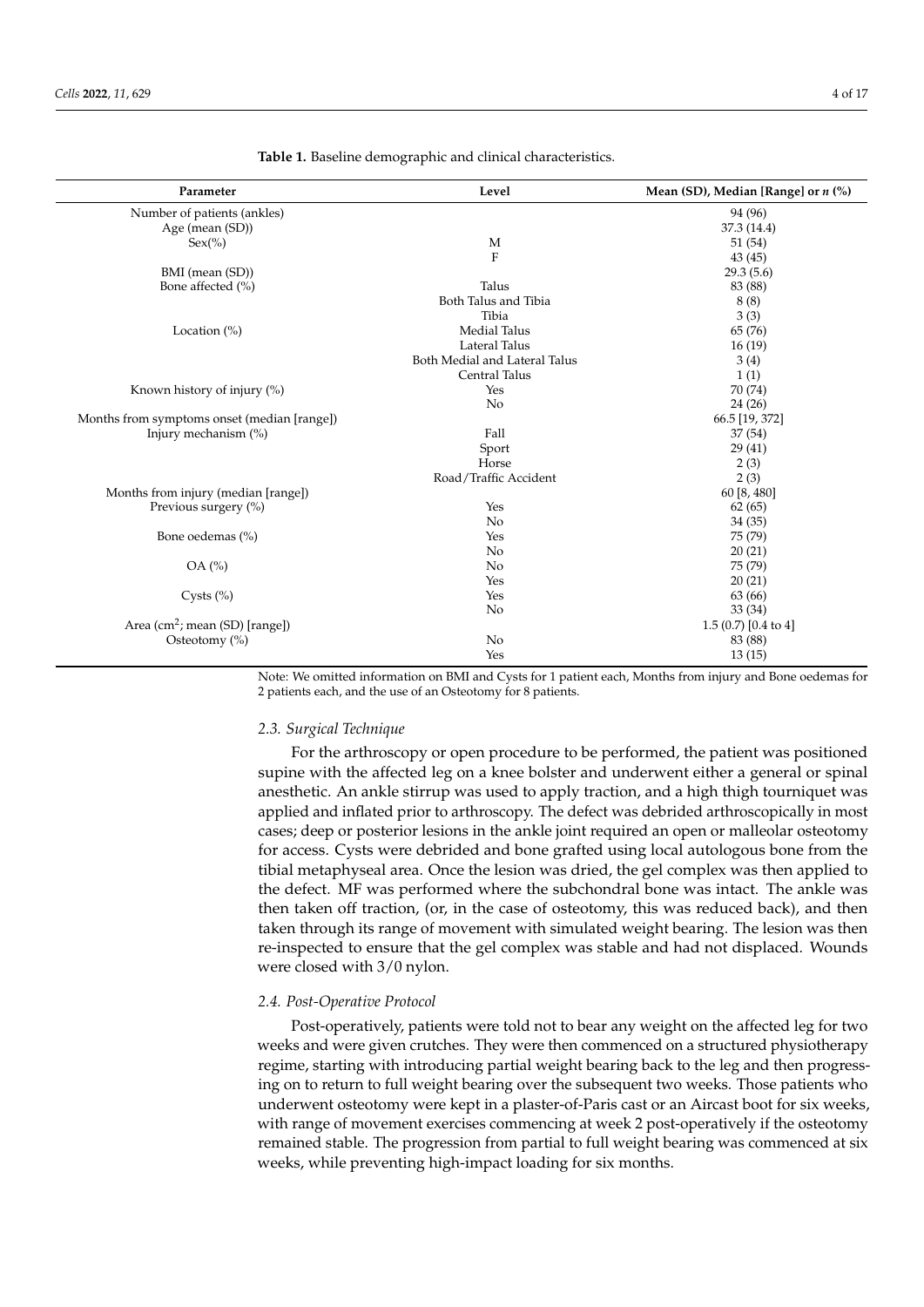**Table 1.** Baseline demographic and clinical characteristics.

| Parameter | Level | Mean (SD), Median [Range] or *n* (%) |
| --- | --- | --- |
| Number of patients (ankles) | | 94 (96) |
| Age (mean (SD)) | | 37.3 (14.4) |
| Sex(%) | M | 51 (54) |
| | F | 43 (45) |
| BMI (mean (SD)) | | 29.3 (5.6) |
| Bone affected (%) | Talus | 83 (88) |
| | Both Talus and Tibia | 8 (8) |
| | Tibia | 3 (3) |
| Location (%) | Medial Talus | 65 (76) |
| | Lateral Talus | 16 (19) |
| | Both Medial and Lateral Talus | 3 (4) |
| | Central Talus | 1 (1) |
| Known history of injury (%) | Yes | 70 (74) |
| | No | 24 (26) |
| Months from symptoms onset (median [range]) | | 66.5 [19, 372] |
| Injury mechanism (%) | Fall | 37 (54) |
| | Sport | 29 (41) |
| | Horse | 2 (3) |
| | Road/Traffic Accident | 2 (3) |
| Months from injury (median [range]) | | 60 [8, 480] |
| Previous surgery (%) | Yes | 62 (65) |
| | No | 34 (35) |
| Bone oedemas (%) | Yes | 75 (79) |
| | No | 20 (21) |
| OA (%) | No | 75 (79) |
| | Yes | 20 (21) |
| Cysts (%) | Yes | 63 (66) |
| | No | 33 (34) |
| Area ($cm^2$; mean (SD) [range]) | | 1.5 (0.7) [0.4 to 4] |
| Osteotomy (%) | No | 83 (88) |
| | Yes | 13 (15) |

Note: We omitted information on BMI and Cysts for 1 patient each, Months from injury and Bone oedemas for 2 patients each, and the use of an Osteotomy for 8 patients.

### *2.3. Surgical Technique*

For the arthroscopy or open procedure to be performed, the patient was positioned supine with the affected leg on a knee bolster and underwent either a general or spinal anesthetic. An ankle stirrup was used to apply traction, and a high thigh tourniquet was applied and inflated prior to arthroscopy. The defect was debrided arthroscopically in most cases; deep or posterior lesions in the ankle joint required an open or malleolar osteotomy for access. Cysts were debrided and bone grafted using local autologous bone from the tibial metaphyseal area. Once the lesion was dried, the gel complex was then applied to the defect. MF was performed where the subchondral bone was intact. The ankle was then taken off traction, (or, in the case of osteotomy, this was reduced back), and then taken through its range of movement with simulated weight bearing. The lesion was then re-inspected to ensure that the gel complex was stable and had not displaced. Wounds were closed with 3/0 nylon.

### *2.4. Post-Operative Protocol*

Post-operatively, patients were told not to bear any weight on the affected leg for two weeks and were given crutches. They were then commenced on a structured physiotherapy regime, starting with introducing partial weight bearing back to the leg and then progressing on to return to full weight bearing over the subsequent two weeks. Those patients who underwent osteotomy were kept in a plaster-of-Paris cast or an Aircast boot for six weeks, with range of movement exercises commencing at week 2 post-operatively if the osteotomy remained stable. The progression from partial to full weight bearing was commenced at six weeks, while preventing high-impact loading for six months.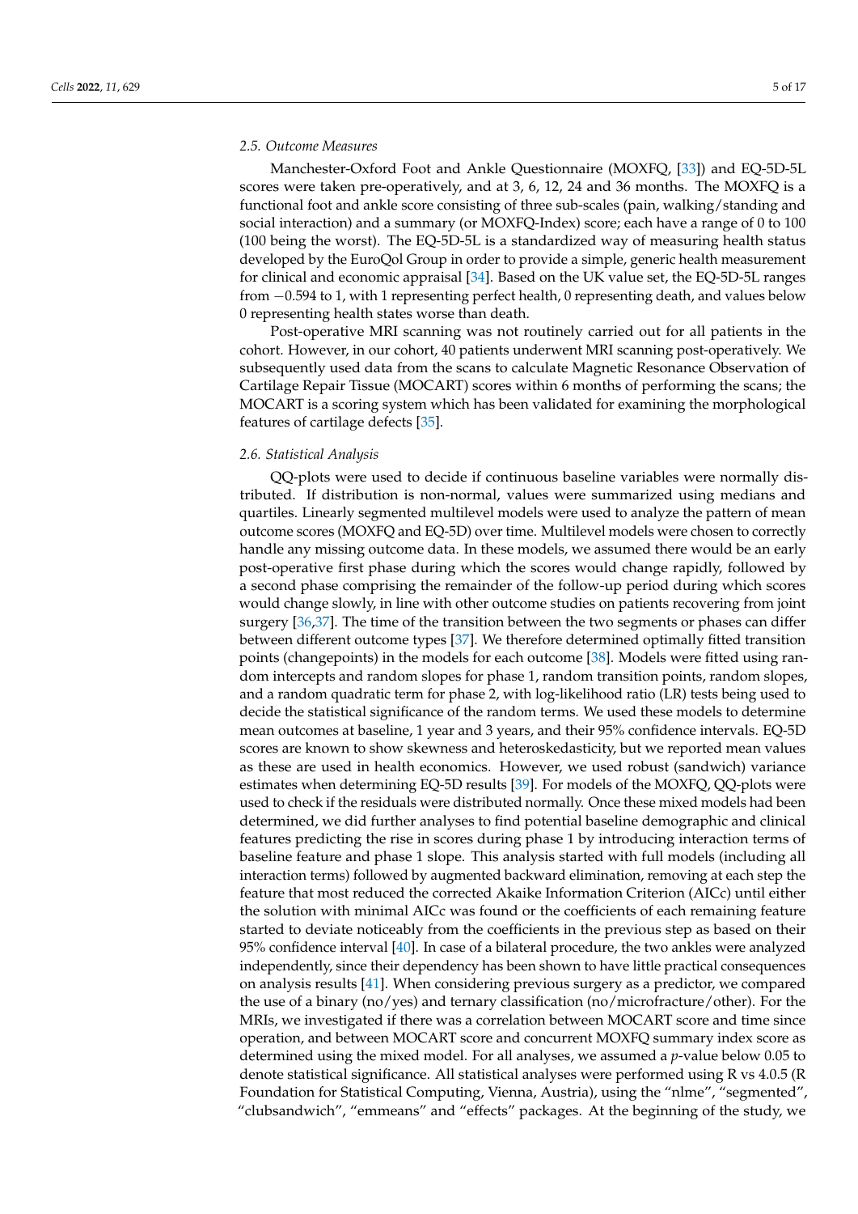### 2.5. Outcome Measures

Manchester-Oxford Foot and Ankle Questionnaire (MOXFQ, [33]) and EQ-5D-5L scores were taken pre-operatively, and at 3, 6, 12, 24 and 36 months. The MOXFQ is a functional foot and ankle score consisting of three sub-scales (pain, walking/standing and social interaction) and a summary (or MOXFQ-Index) score; each have a range of 0 to 100 (100 being the worst). The EQ-5D-5L is a standardized way of measuring health status developed by the EuroQol Group in order to provide a simple, generic health measurement for clinical and economic appraisal [34]. Based on the UK value set, the EQ-5D-5L ranges from −0.594 to 1, with 1 representing perfect health, 0 representing death, and values below 0 representing health states worse than death.

Post-operative MRI scanning was not routinely carried out for all patients in the cohort. However, in our cohort, 40 patients underwent MRI scanning post-operatively. We subsequently used data from the scans to calculate Magnetic Resonance Observation of Cartilage Repair Tissue (MOCART) scores within 6 months of performing the scans; the MOCART is a scoring system which has been validated for examining the morphological features of cartilage defects [35].

### 2.6. Statistical Analysis

QQ-plots were used to decide if continuous baseline variables were normally distributed. If distribution is non-normal, values were summarized using medians and quartiles. Linearly segmented multilevel models were used to analyze the pattern of mean outcome scores (MOXFQ and EQ-5D) over time. Multilevel models were chosen to correctly handle any missing outcome data. In these models, we assumed there would be an early post-operative first phase during which the scores would change rapidly, followed by a second phase comprising the remainder of the follow-up period during which scores would change slowly, in line with other outcome studies on patients recovering from joint surgery [36,37]. The time of the transition between the two segments or phases can differ between different outcome types [37]. We therefore determined optimally fitted transition points (changepoints) in the models for each outcome [38]. Models were fitted using random intercepts and random slopes for phase 1, random transition points, random slopes, and a random quadratic term for phase 2, with log-likelihood ratio (LR) tests being used to decide the statistical significance of the random terms. We used these models to determine mean outcomes at baseline, 1 year and 3 years, and their 95% confidence intervals. EQ-5D scores are known to show skewness and heteroskedasticity, but we reported mean values as these are used in health economics. However, we used robust (sandwich) variance estimates when determining EQ-5D results [39]. For models of the MOXFQ, QQ-plots were used to check if the residuals were distributed normally. Once these mixed models had been determined, we did further analyses to find potential baseline demographic and clinical features predicting the rise in scores during phase 1 by introducing interaction terms of baseline feature and phase 1 slope. This analysis started with full models (including all interaction terms) followed by augmented backward elimination, removing at each step the feature that most reduced the corrected Akaike Information Criterion (AICc) until either the solution with minimal AICc was found or the coefficients of each remaining feature started to deviate noticeably from the coefficients in the previous step as based on their 95% confidence interval [40]. In case of a bilateral procedure, the two ankles were analyzed independently, since their dependency has been shown to have little practical consequences on analysis results [41]. When considering previous surgery as a predictor, we compared the use of a binary (no/yes) and ternary classification (no/microfracture/other). For the MRIs, we investigated if there was a correlation between MOCART score and time since operation, and between MOCART score and concurrent MOXFQ summary index score as determined using the mixed model. For all analyses, we assumed a *p*-value below 0.05 to denote statistical significance. All statistical analyses were performed using R vs 4.0.5 (R Foundation for Statistical Computing, Vienna, Austria), using the "nlme", "segmented", "clubsandwich", "emmeans" and "effects" packages. At the beginning of the study, we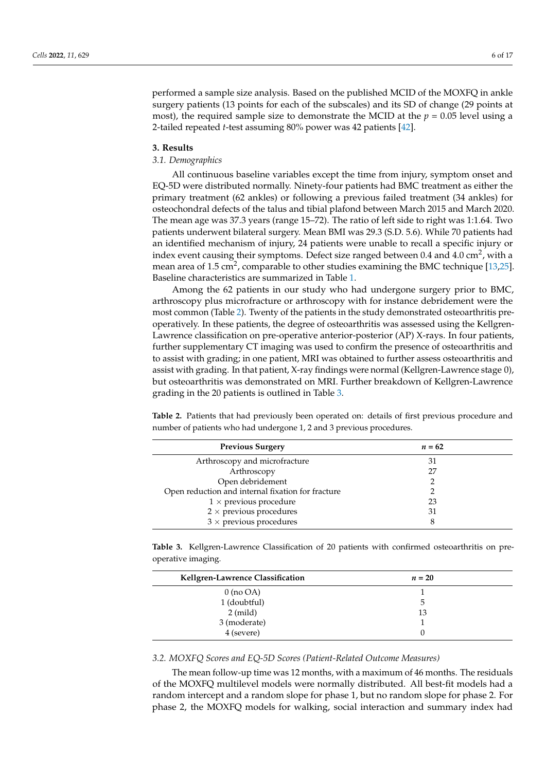performed a sample size analysis. Based on the published MCID of the MOXFQ in ankle surgery patients (13 points for each of the subscales) and its SD of change (29 points at most), the required sample size to demonstrate the MCID at the $p = 0.05$ level using a 2-tailed repeated *t*-test assuming 80% power was 42 patients [42].

## 3. Results

### *3.1. Demographics*

All continuous baseline variables except the time from injury, symptom onset and EQ-5D were distributed normally. Ninety-four patients had BMC treatment as either the primary treatment (62 ankles) or following a previous failed treatment (34 ankles) for osteochondral defects of the talus and tibial plafond between March 2015 and March 2020. The mean age was 37.3 years (range 15–72). The ratio of left side to right was 1:1.64. Two patients underwent bilateral surgery. Mean BMI was 29.3 (S.D. 5.6). While 70 patients had an identified mechanism of injury, 24 patients were unable to recall a specific injury or index event causing their symptoms. Defect size ranged between 0.4 and 4.0 $cm^2$, with a mean area of 1.5 $cm^2$, comparable to other studies examining the BMC technique [13,25]. Baseline characteristics are summarized in Table 1.

Among the 62 patients in our study who had undergone surgery prior to BMC, arthroscopy plus microfracture or arthroscopy with for instance debridement were the most common (Table 2). Twenty of the patients in the study demonstrated osteoarthritis pre-operatively. In these patients, the degree of osteoarthritis was assessed using the Kellgren-Lawrence classification on pre-operative anterior-posterior (AP) X-rays. In four patients, further supplementary CT imaging was used to confirm the presence of osteoarthritis and to assist with grading; in one patient, MRI was obtained to further assess osteoarthritis and assist with grading. In that patient, X-ray findings were normal (Kellgren-Lawrence stage 0), but osteoarthritis was demonstrated on MRI. Further breakdown of Kellgren-Lawrence grading in the 20 patients is outlined in Table 3.

**Table 2.** Patients that had previously been operated on: details of first previous procedure and number of patients who had undergone 1, 2 and 3 previous procedures.

| Previous Surgery | $n = 62$ |
|---|---|
| Arthroscopy and microfracture | 31 |
| Arthroscopy | 27 |
| Open debridement | 2 |
| Open reduction and internal fixation for fracture | 2 |
| 1 × previous procedure | 23 |
| 2 × previous procedures | 31 |
| 3 × previous procedures | 8 |

**Table 3.** Kellgren-Lawrence Classification of 20 patients with confirmed osteoarthritis on pre-operative imaging.

| Kellgren-Lawrence Classification | $n = 20$ |
|---|---|
| 0 (no OA) | 1 |
| 1 (doubtful) | 5 |
| 2 (mild) | 13 |
| 3 (moderate) | 1 |
| 4 (severe) | 0 |

### *3.2. MOXFQ Scores and EQ-5D Scores (Patient-Related Outcome Measures)*

The mean follow-up time was 12 months, with a maximum of 46 months. The residuals of the MOXFQ multilevel models were normally distributed. All best-fit models had a random intercept and a random slope for phase 1, but no random slope for phase 2. For phase 2, the MOXFQ models for walking, social interaction and summary index had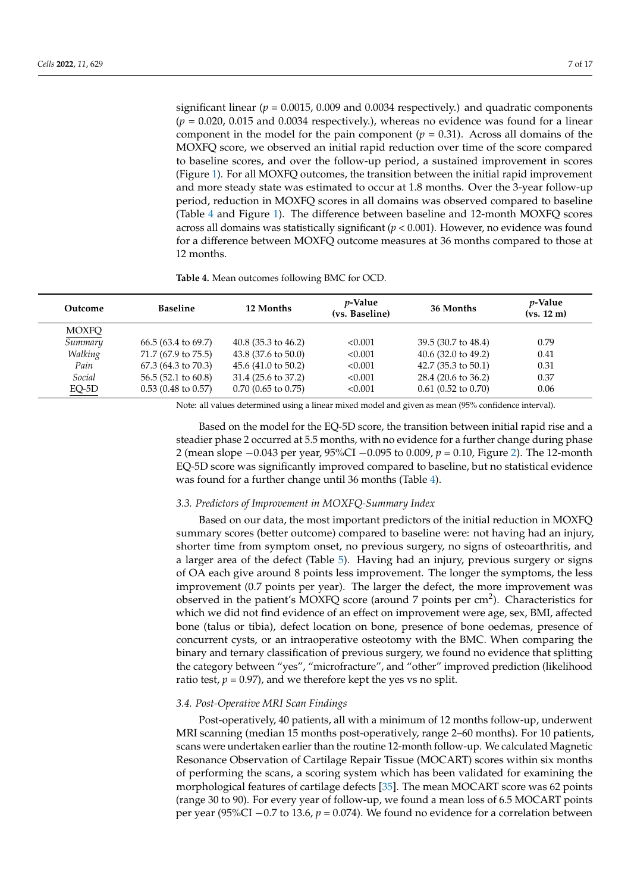significant linear ($p = 0.0015$, 0.009 and 0.0034 respectively.) and quadratic components ($p = 0.020$, 0.015 and 0.0034 respectively.), whereas no evidence was found for a linear component in the model for the pain component ($p = 0.31$). Across all domains of the MOXFQ score, we observed an initial rapid reduction over time of the score compared to baseline scores, and over the follow-up period, a sustained improvement in scores (Figure 1). For all MOXFQ outcomes, the transition between the initial rapid improvement and more steady state was estimated to occur at 1.8 months. Over the 3-year follow-up period, reduction in MOXFQ scores in all domains was observed compared to baseline (Table 4 and Figure 1). The difference between baseline and 12-month MOXFQ scores across all domains was statistically significant ($p < 0.001$). However, no evidence was found for a difference between MOXFQ outcome measures at 36 months compared to those at 12 months.

**Table 4.** Mean outcomes following BMC for OCD.

| Outcome | Baseline | 12 Months | *p*-Value (vs. Baseline) | 36 Months | *p*-Value (vs. 12 m) |
|---|---|---|---|---|---|
| MOXFQ | | | | | |
| *Summary* | 66.5 (63.4 to 69.7) | 40.8 (35.3 to 46.2) | <0.001 | 39.5 (30.7 to 48.4) | 0.79 |
| *Walking* | 71.7 (67.9 to 75.5) | 43.8 (37.6 to 50.0) | <0.001 | 40.6 (32.0 to 49.2) | 0.41 |
| *Pain* | 67.3 (64.3 to 70.3) | 45.6 (41.0 to 50.2) | <0.001 | 42.7 (35.3 to 50.1) | 0.31 |
| *Social* | 56.5 (52.1 to 60.8) | 31.4 (25.6 to 37.2) | <0.001 | 28.4 (20.6 to 36.2) | 0.37 |
| EQ-5D | 0.53 (0.48 to 0.57) | 0.70 (0.65 to 0.75) | <0.001 | 0.61 (0.52 to 0.70) | 0.06 |

Note: all values determined using a linear mixed model and given as mean (95% confidence interval).

Based on the model for the EQ-5D score, the transition between initial rapid rise and a steadier phase 2 occurred at 5.5 months, with no evidence for a further change during phase 2 (mean slope −0.043 per year, 95%CI −0.095 to 0.009, $p = 0.10$, Figure 2). The 12-month EQ-5D score was significantly improved compared to baseline, but no statistical evidence was found for a further change until 36 months (Table 4).

### 3.3. Predictors of Improvement in MOXFQ-Summary Index

Based on our data, the most important predictors of the initial reduction in MOXFQ summary scores (better outcome) compared to baseline were: not having had an injury, shorter time from symptom onset, no previous surgery, no signs of osteoarthritis, and a larger area of the defect (Table 5). Having had an injury, previous surgery or signs of OA each give around 8 points less improvement. The longer the symptoms, the less improvement (0.7 points per year). The larger the defect, the more improvement was observed in the patient's MOXFQ score (around 7 points per $cm^2$). Characteristics for which we did not find evidence of an effect on improvement were age, sex, BMI, affected bone (talus or tibia), defect location on bone, presence of bone oedemas, presence of concurrent cysts, or an intraoperative osteotomy with the BMC. When comparing the binary and ternary classification of previous surgery, we found no evidence that splitting the category between "yes", "microfracture", and "other" improved prediction (likelihood ratio test, $p = 0.97$), and we therefore kept the yes vs no split.

### 3.4. Post-Operative MRI Scan Findings

Post-operatively, 40 patients, all with a minimum of 12 months follow-up, underwent MRI scanning (median 15 months post-operatively, range 2–60 months). For 10 patients, scans were undertaken earlier than the routine 12-month follow-up. We calculated Magnetic Resonance Observation of Cartilage Repair Tissue (MOCART) scores within six months of performing the scans, a scoring system which has been validated for examining the morphological features of cartilage defects [35]. The mean MOCART score was 62 points (range 30 to 90). For every year of follow-up, we found a mean loss of 6.5 MOCART points per year (95%CI −0.7 to 13.6, $p = 0.074$). We found no evidence for a correlation between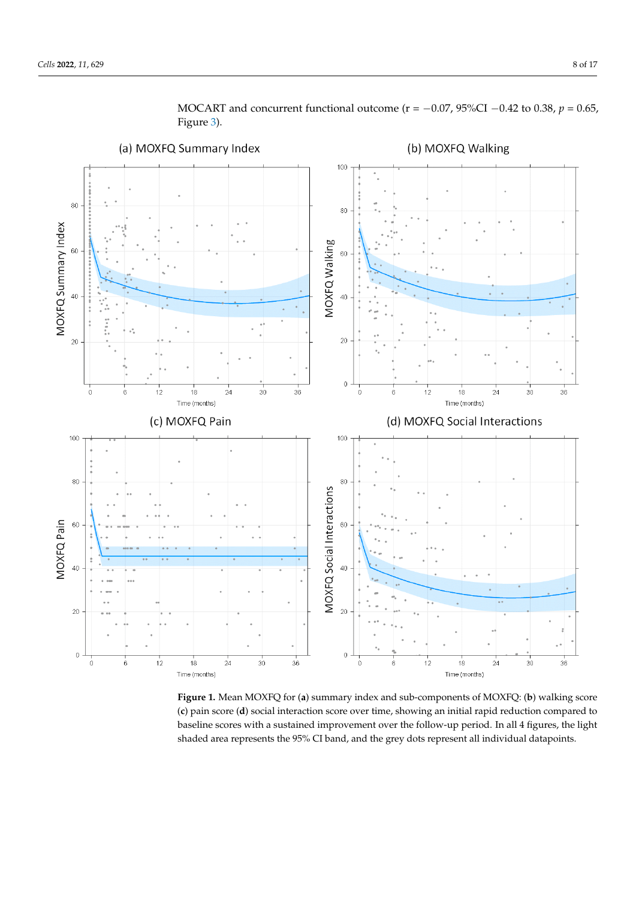MOCART and concurrent functional outcome (r = −0.07, 95%CI −0.42 to 0.38, $p = 0.65$, Figure 3).

**Figure 1.** Mean MOXFQ for (**a**) summary index and sub-components of MOXFQ: (**b**) walking score (**c**) pain score (**d**) social interaction score over time, showing an initial rapid reduction compared to baseline scores with a sustained improvement over the follow-up period. In all 4 figures, the light shaded area represents the 95% CI band, and the grey dots represent all individual datapoints.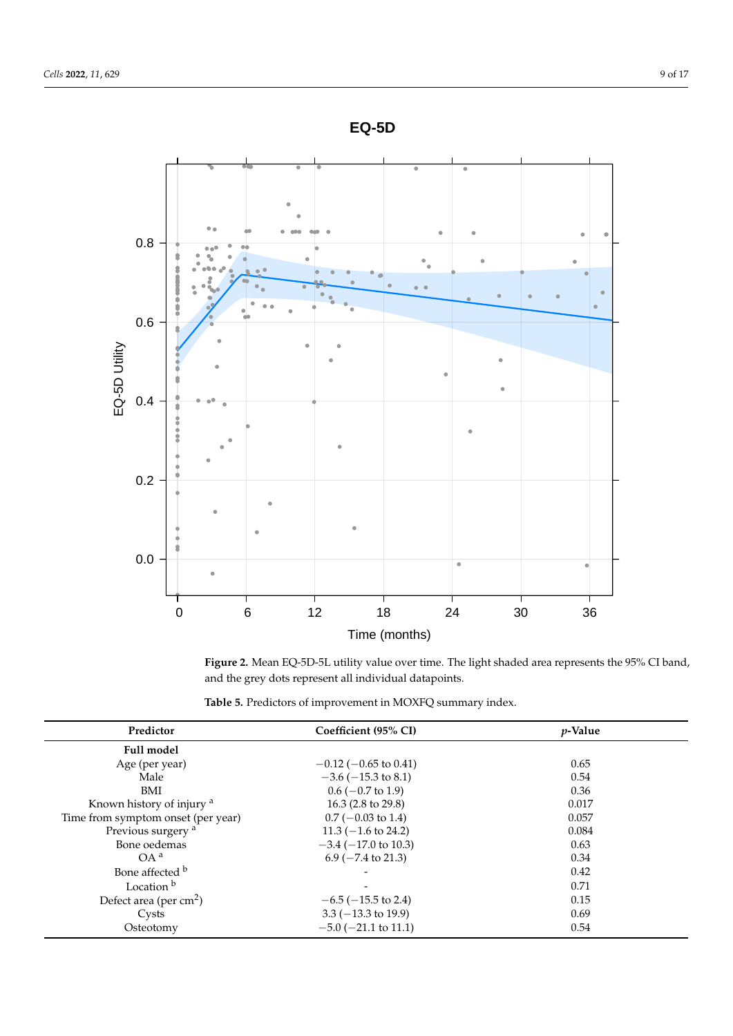**Figure 2.** Mean EQ-5D-5L utility value over time. The light shaded area represents the 95% CI band, and the grey dots represent all individual datapoints.

**Table 5.** Predictors of improvement in MOXFQ summary index.

| Predictor | Coefficient (95% CI) | $p$-Value |
|---|---|---|
| **Full model** | | |
| Age (per year) | −0.12 (−0.65 to 0.41) | 0.65 |
| Male | −3.6 (−15.3 to 8.1) | 0.54 |
| BMI | 0.6 (−0.7 to 1.9) | 0.36 |
| Known history of injury [a] | 16.3 (2.8 to 29.8) | 0.017 |
| Time from symptom onset (per year) | 0.7 (−0.03 to 1.4) | 0.057 |
| Previous surgery [a] | 11.3 (−1.6 to 24.2) | 0.084 |
| Bone oedemas | −3.4 (−17.0 to 10.3) | 0.63 |
| OA [a] | 6.9 (−7.4 to 21.3) | 0.34 |
| Bone affected [b] | - | 0.42 |
| Location [b] | - | 0.71 |
| Defect area (per $cm^2$) | −6.5 (−15.5 to 2.4) | 0.15 |
| Cysts | 3.3 (−13.3 to 19.9) | 0.69 |
| Osteotomy | −5.0 (−21.1 to 11.1) | 0.54 |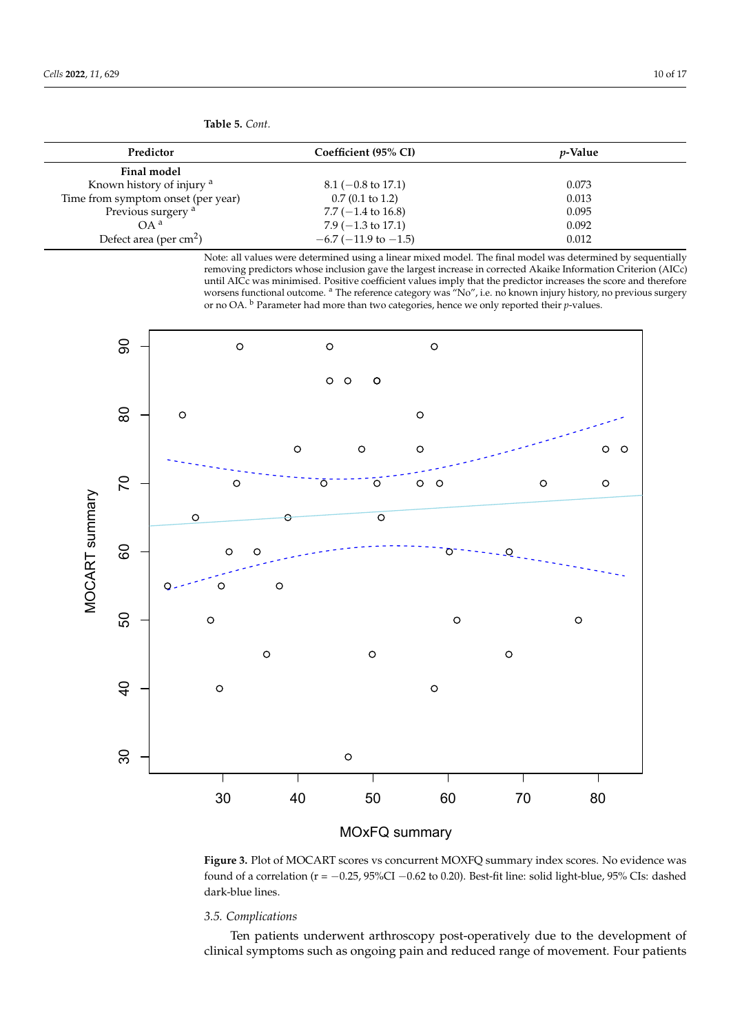**Table 5.** *Cont.*

| Predictor | Coefficient (95% CI) | $p$-Value |
|---|---|---|
| **Final model** | | |
| Known history of injury [a] | 8.1 (−0.8 to 17.1) | 0.073 |
| Time from symptom onset (per year) | 0.7 (0.1 to 1.2) | 0.013 |
| Previous surgery [a] | 7.7 (−1.4 to 16.8) | 0.095 |
| OA [a] | 7.9 (−1.3 to 17.1) | 0.092 |
| Defect area (per $cm^2$) | −6.7 (−11.9 to −1.5) | 0.012 |

Note: all values were determined using a linear mixed model. The final model was determined by sequentially removing predictors whose inclusion gave the largest increase in corrected Akaike Information Criterion (AICc) until AICc was minimised. Positive coefficient values imply that the predictor increases the score and therefore worsens functional outcome. [a] The reference category was "No", i.e. no known injury history, no previous surgery or no OA. [b] Parameter had more than two categories, hence we only reported their $p$-values.

**Figure 3.** Plot of MOCART scores vs concurrent MOXFQ summary index scores. No evidence was found of a correlation (r = −0.25, 95%CI −0.62 to 0.20). Best-fit line: solid light-blue, 95% CIs: dashed dark-blue lines.

### 3.5. Complications

Ten patients underwent arthroscopy post-operatively due to the development of clinical symptoms such as ongoing pain and reduced range of movement. Four patients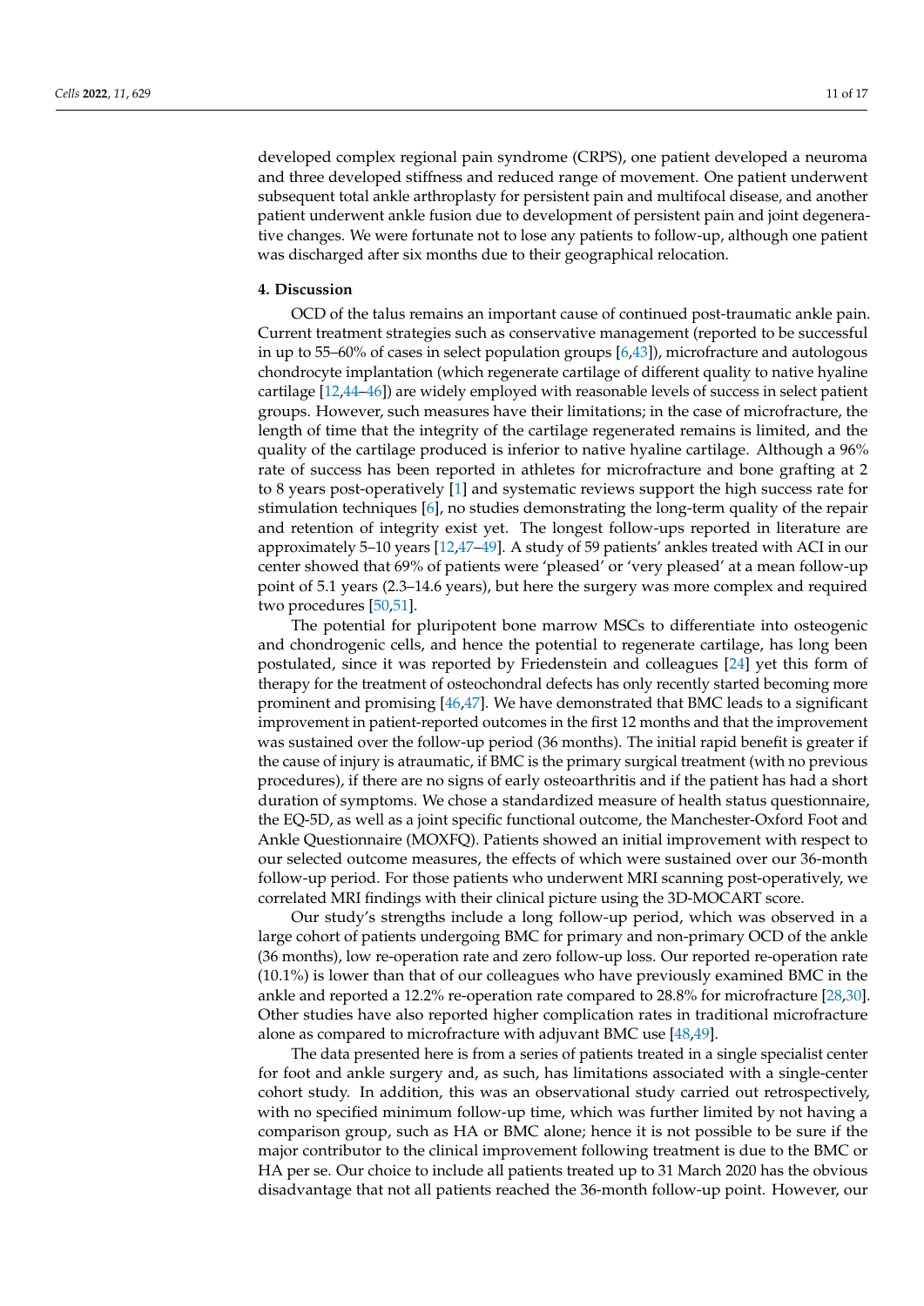developed complex regional pain syndrome (CRPS), one patient developed a neuroma and three developed stiffness and reduced range of movement. One patient underwent subsequent total ankle arthroplasty for persistent pain and multifocal disease, and another patient underwent ankle fusion due to development of persistent pain and joint degenerative changes. We were fortunate not to lose any patients to follow-up, although one patient was discharged after six months due to their geographical relocation.

## 4. Discussion

OCD of the talus remains an important cause of continued post-traumatic ankle pain. Current treatment strategies such as conservative management (reported to be successful in up to 55–60% of cases in select population groups [6,43]), microfracture and autologous chondrocyte implantation (which regenerate cartilage of different quality to native hyaline cartilage [12,44–46]) are widely employed with reasonable levels of success in select patient groups. However, such measures have their limitations; in the case of microfracture, the length of time that the integrity of the cartilage regenerated remains is limited, and the quality of the cartilage produced is inferior to native hyaline cartilage. Although a 96% rate of success has been reported in athletes for microfracture and bone grafting at 2 to 8 years post-operatively [1] and systematic reviews support the high success rate for stimulation techniques [6], no studies demonstrating the long-term quality of the repair and retention of integrity exist yet. The longest follow-ups reported in literature are approximately 5–10 years [12,47–49]. A study of 59 patients' ankles treated with ACI in our center showed that 69% of patients were 'pleased' or 'very pleased' at a mean follow-up point of 5.1 years (2.3–14.6 years), but here the surgery was more complex and required two procedures [50,51].

The potential for pluripotent bone marrow MSCs to differentiate into osteogenic and chondrogenic cells, and hence the potential to regenerate cartilage, has long been postulated, since it was reported by Friedenstein and colleagues [24] yet this form of therapy for the treatment of osteochondral defects has only recently started becoming more prominent and promising [46,47]. We have demonstrated that BMC leads to a significant improvement in patient-reported outcomes in the first 12 months and that the improvement was sustained over the follow-up period (36 months). The initial rapid benefit is greater if the cause of injury is atraumatic, if BMC is the primary surgical treatment (with no previous procedures), if there are no signs of early osteoarthritis and if the patient has had a short duration of symptoms. We chose a standardized measure of health status questionnaire, the EQ-5D, as well as a joint specific functional outcome, the Manchester-Oxford Foot and Ankle Questionnaire (MOXFQ). Patients showed an initial improvement with respect to our selected outcome measures, the effects of which were sustained over our 36-month follow-up period. For those patients who underwent MRI scanning post-operatively, we correlated MRI findings with their clinical picture using the 3D-MOCART score.

Our study's strengths include a long follow-up period, which was observed in a large cohort of patients undergoing BMC for primary and non-primary OCD of the ankle (36 months), low re-operation rate and zero follow-up loss. Our reported re-operation rate (10.1%) is lower than that of our colleagues who have previously examined BMC in the ankle and reported a 12.2% re-operation rate compared to 28.8% for microfracture [28,30]. Other studies have also reported higher complication rates in traditional microfracture alone as compared to microfracture with adjuvant BMC use [48,49].

The data presented here is from a series of patients treated in a single specialist center for foot and ankle surgery and, as such, has limitations associated with a single-center cohort study. In addition, this was an observational study carried out retrospectively, with no specified minimum follow-up time, which was further limited by not having a comparison group, such as HA or BMC alone; hence it is not possible to be sure if the major contributor to the clinical improvement following treatment is due to the BMC or HA per se. Our choice to include all patients treated up to 31 March 2020 has the obvious disadvantage that not all patients reached the 36-month follow-up point. However, our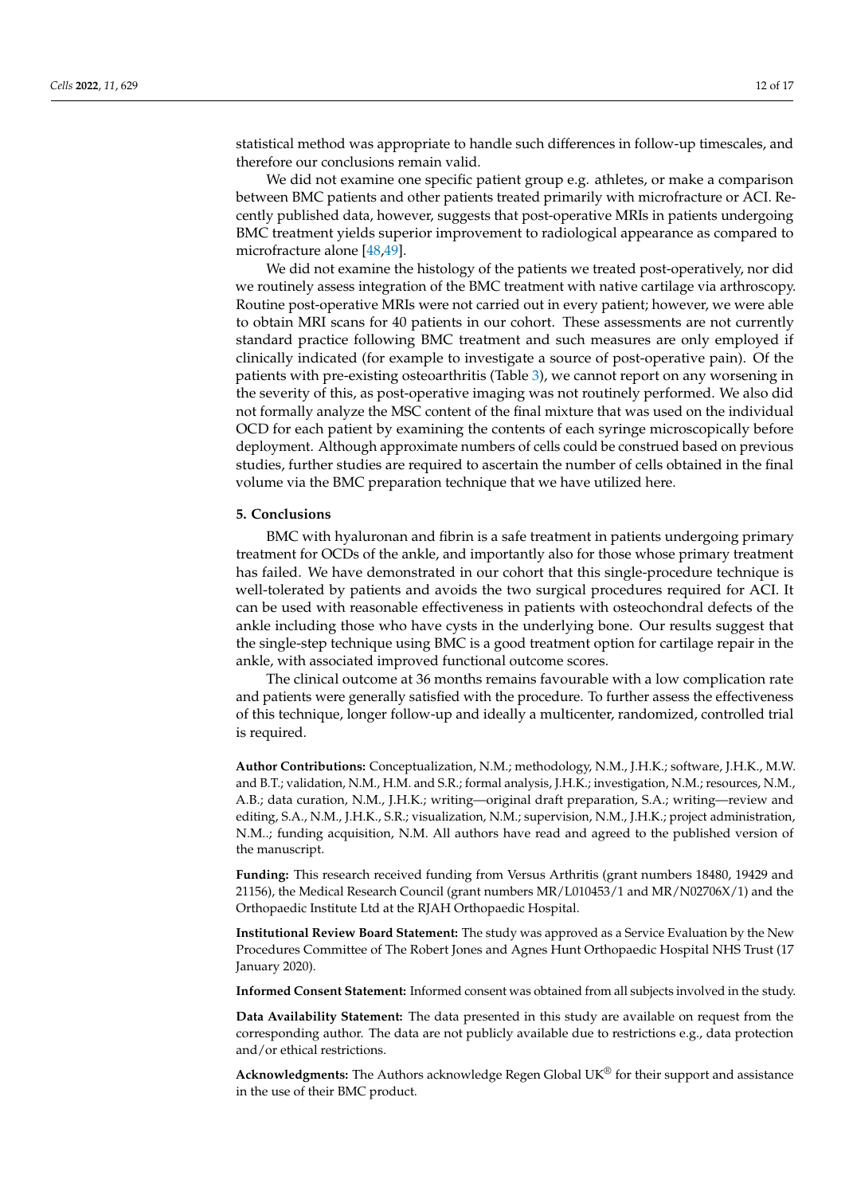statistical method was appropriate to handle such differences in follow-up timescales, and therefore our conclusions remain valid.

We did not examine one specific patient group e.g. athletes, or make a comparison between BMC patients and other patients treated primarily with microfracture or ACI. Recently published data, however, suggests that post-operative MRIs in patients undergoing BMC treatment yields superior improvement to radiological appearance as compared to microfracture alone [48,49].

We did not examine the histology of the patients we treated post-operatively, nor did we routinely assess integration of the BMC treatment with native cartilage via arthroscopy. Routine post-operative MRIs were not carried out in every patient; however, we were able to obtain MRI scans for 40 patients in our cohort. These assessments are not currently standard practice following BMC treatment and such measures are only employed if clinically indicated (for example to investigate a source of post-operative pain). Of the patients with pre-existing osteoarthritis (Table 3), we cannot report on any worsening in the severity of this, as post-operative imaging was not routinely performed. We also did not formally analyze the MSC content of the final mixture that was used on the individual OCD for each patient by examining the contents of each syringe microscopically before deployment. Although approximate numbers of cells could be construed based on previous studies, further studies are required to ascertain the number of cells obtained in the final volume via the BMC preparation technique that we have utilized here.

## 5. Conclusions

BMC with hyaluronan and fibrin is a safe treatment in patients undergoing primary treatment for OCDs of the ankle, and importantly also for those whose primary treatment has failed. We have demonstrated in our cohort that this single-procedure technique is well-tolerated by patients and avoids the two surgical procedures required for ACI. It can be used with reasonable effectiveness in patients with osteochondral defects of the ankle including those who have cysts in the underlying bone. Our results suggest that the single-step technique using BMC is a good treatment option for cartilage repair in the ankle, with associated improved functional outcome scores.

The clinical outcome at 36 months remains favourable with a low complication rate and patients were generally satisfied with the procedure. To further assess the effectiveness of this technique, longer follow-up and ideally a multicenter, randomized, controlled trial is required.

**Author Contributions:** Conceptualization, N.M.; methodology, N.M., J.H.K.; software, J.H.K., M.W. and B.T.; validation, N.M., H.M. and S.R.; formal analysis, J.H.K.; investigation, N.M.; resources, N.M., A.B.; data curation, N.M., J.H.K.; writing—original draft preparation, S.A.; writing—review and editing, S.A., N.M., J.H.K., S.R.; visualization, N.M.; supervision, N.M., J.H.K.; project administration, N.M..; funding acquisition, N.M. All authors have read and agreed to the published version of the manuscript.

**Funding:** This research received funding from Versus Arthritis (grant numbers 18480, 19429 and 21156), the Medical Research Council (grant numbers MR/L010453/1 and MR/N02706X/1) and the Orthopaedic Institute Ltd at the RJAH Orthopaedic Hospital.

**Institutional Review Board Statement:** The study was approved as a Service Evaluation by the New Procedures Committee of The Robert Jones and Agnes Hunt Orthopaedic Hospital NHS Trust (17 January 2020).

**Informed Consent Statement:** Informed consent was obtained from all subjects involved in the study.

**Data Availability Statement:** The data presented in this study are available on request from the corresponding author. The data are not publicly available due to restrictions e.g., data protection and/or ethical restrictions.

**Acknowledgments:** The Authors acknowledge Regen Global UK® for their support and assistance in the use of their BMC product.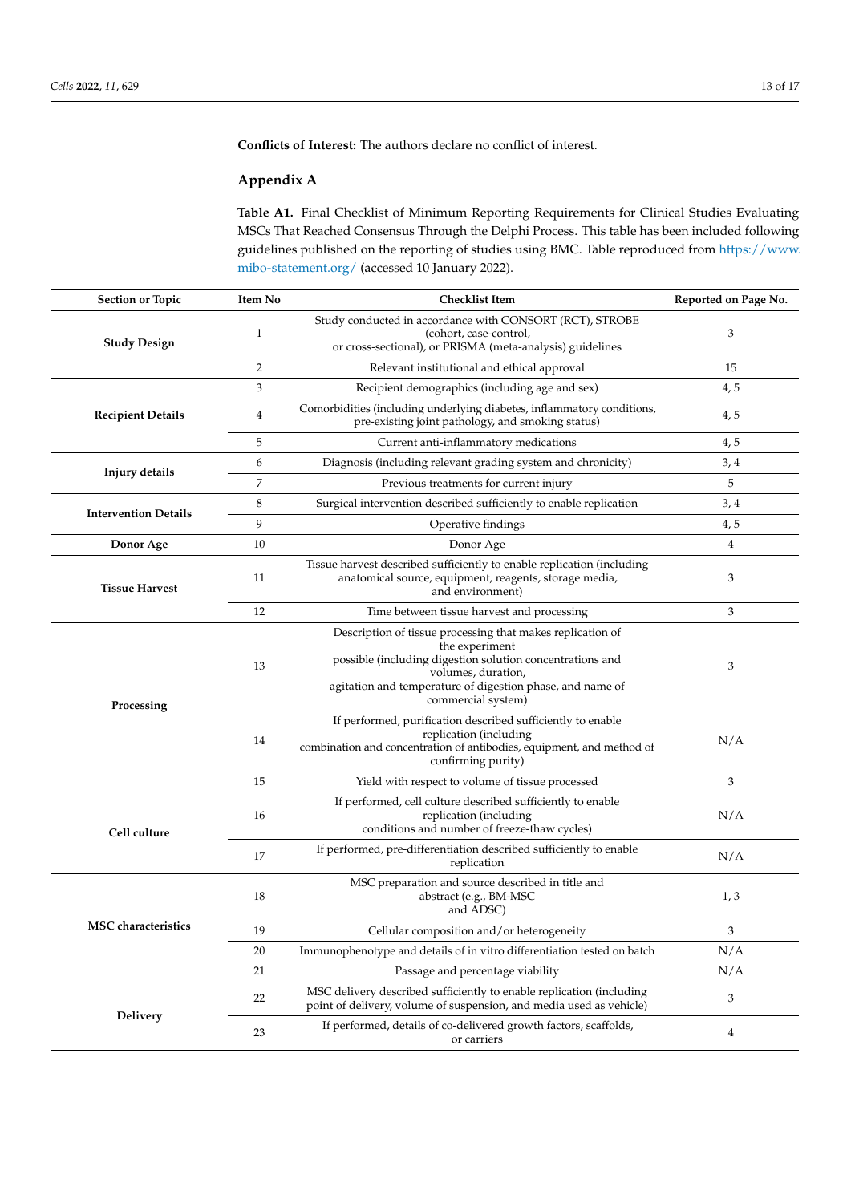**Conflicts of Interest:** The authors declare no conflict of interest.

## Appendix A

**Table A1.** Final Checklist of Minimum Reporting Requirements for Clinical Studies Evaluating MSCs That Reached Consensus Through the Delphi Process. This table has been included following guidelines published on the reporting of studies using BMC. Table reproduced from https://www.mibo-statement.org/ (accessed 10 January 2022).

| Section or Topic | Item No | Checklist Item | Reported on Page No. |
|---|---|---|---|
| **Study Design** | 1 | Study conducted in accordance with CONSORT (RCT), STROBE (cohort, case-control, or cross-sectional), or PRISMA (meta-analysis) guidelines | 3 |
| | 2 | Relevant institutional and ethical approval | 15 |
| **Recipient Details** | 3 | Recipient demographics (including age and sex) | 4, 5 |
| | 4 | Comorbidities (including underlying diabetes, inflammatory conditions, pre-existing joint pathology, and smoking status) | 4, 5 |
| | 5 | Current anti-inflammatory medications | 4, 5 |
| **Injury details** | 6 | Diagnosis (including relevant grading system and chronicity) | 3, 4 |
| | 7 | Previous treatments for current injury | 5 |
| **Intervention Details** | 8 | Surgical intervention described sufficiently to enable replication | 3, 4 |
| | 9 | Operative findings | 4, 5 |
| **Donor Age** | 10 | Donor Age | 4 |
| **Tissue Harvest** | 11 | Tissue harvest described sufficiently to enable replication (including anatomical source, equipment, reagents, storage media, and environment) | 3 |
| | 12 | Time between tissue harvest and processing | 3 |
| **Processing** | 13 | Description of tissue processing that makes replication of the experiment possible (including digestion solution concentrations and volumes, duration, agitation and temperature of digestion phase, and name of commercial system) | 3 |
| | 14 | If performed, purification described sufficiently to enable replication (including combination and concentration of antibodies, equipment, and method of confirming purity) | N/A |
| | 15 | Yield with respect to volume of tissue processed | 3 |
| **Cell culture** | 16 | If performed, cell culture described sufficiently to enable replication (including conditions and number of freeze-thaw cycles) | N/A |
| | 17 | If performed, pre-differentiation described sufficiently to enable replication | N/A |
| **MSC characteristics** | 18 | MSC preparation and source described in title and abstract (e.g., BM-MSC and ADSC) | 1, 3 |
| | 19 | Cellular composition and/or heterogeneity | 3 |
| | 20 | Immunophenotype and details of in vitro differentiation tested on batch | N/A |
| | 21 | Passage and percentage viability | N/A |
| **Delivery** | 22 | MSC delivery described sufficiently to enable replication (including point of delivery, volume of suspension, and media used as vehicle) | 3 |
| | 23 | If performed, details of co-delivered growth factors, scaffolds, or carriers | 4 |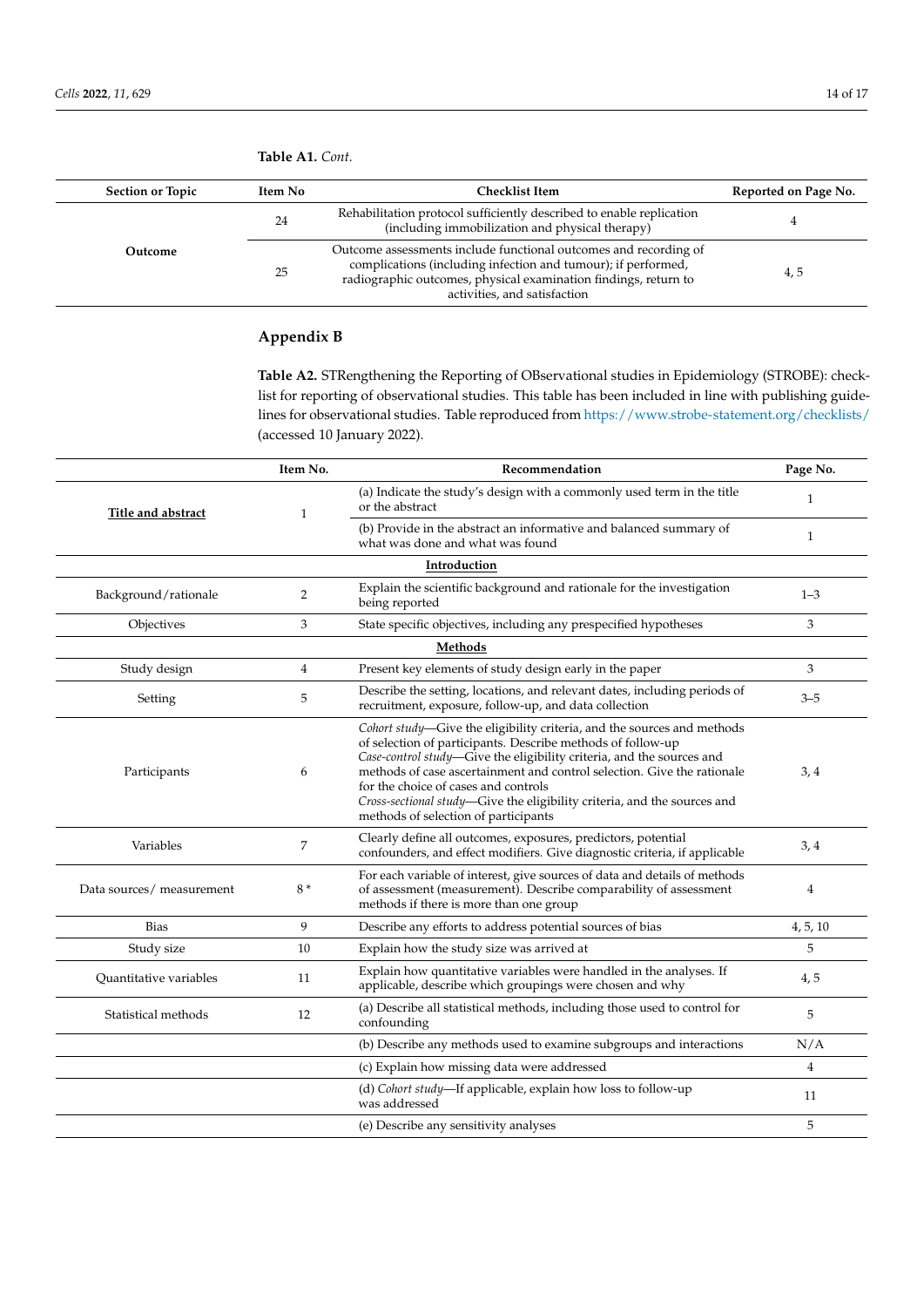**Table A1.** *Cont.*

| Section or Topic | Item No | Checklist Item | Reported on Page No. |
|---|---|---|---|
| **Outcome** | 24 | Rehabilitation protocol sufficiently described to enable replication (including immobilization and physical therapy) | 4 |
| | 25 | Outcome assessments include functional outcomes and recording of complications (including infection and tumour); if performed, radiographic outcomes, physical examination findings, return to activities, and satisfaction | 4, 5 |

## Appendix B

**Table A2.** STRengthening the Reporting of OBservational studies in Epidemiology (STROBE): checklist for reporting of observational studies. This table has been included in line with publishing guidelines for observational studies. Table reproduced from https://www.strobe-statement.org/checklists/ (accessed 10 January 2022).

| | Item No. | Recommendation | Page No. |
|---|---|---|---|
| **Title and abstract** | 1 | (a) Indicate the study's design with a commonly used term in the title or the abstract | 1 |
| | | (b) Provide in the abstract an informative and balanced summary of what was done and what was found | 1 |
| | | **Introduction** | |
| Background/rationale | 2 | Explain the scientific background and rationale for the investigation being reported | 1–3 |
| Objectives | 3 | State specific objectives, including any prespecified hypotheses | 3 |
| | | **Methods** | |
| Study design | 4 | Present key elements of study design early in the paper | 3 |
| Setting | 5 | Describe the setting, locations, and relevant dates, including periods of recruitment, exposure, follow-up, and data collection | 3–5 |
| Participants | 6 | *Cohort study*—Give the eligibility criteria, and the sources and methods of selection of participants. Describe methods of follow-up *Case-control study*—Give the eligibility criteria, and the sources and methods of case ascertainment and control selection. Give the rationale for the choice of cases and controls *Cross-sectional study*—Give the eligibility criteria, and the sources and methods of selection of participants | 3, 4 |
| Variables | 7 | Clearly define all outcomes, exposures, predictors, potential confounders, and effect modifiers. Give diagnostic criteria, if applicable | 3, 4 |
| Data sources/ measurement | 8 * | For each variable of interest, give sources of data and details of methods of assessment (measurement). Describe comparability of assessment methods if there is more than one group | 4 |
| Bias | 9 | Describe any efforts to address potential sources of bias | 4, 5, 10 |
| Study size | 10 | Explain how the study size was arrived at | 5 |
| Quantitative variables | 11 | Explain how quantitative variables were handled in the analyses. If applicable, describe which groupings were chosen and why | 4, 5 |
| Statistical methods | 12 | (a) Describe all statistical methods, including those used to control for confounding | 5 |
| | | (b) Describe any methods used to examine subgroups and interactions | N/A |
| | | (c) Explain how missing data were addressed | 4 |
| | | (d) *Cohort study*—If applicable, explain how loss to follow-up was addressed | 11 |
| | | (e) Describe any sensitivity analyses | 5 |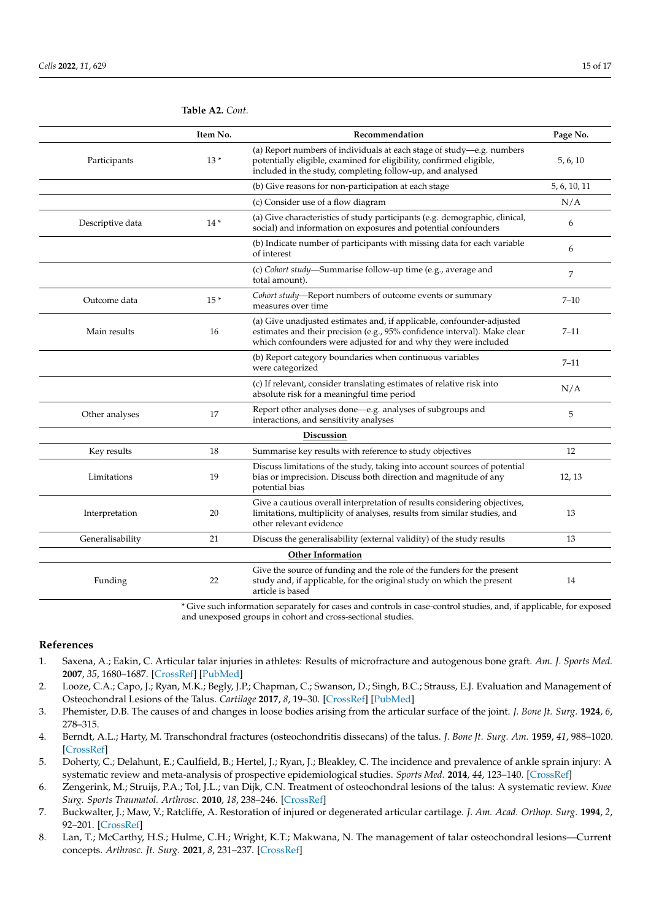**Table A2.** *Cont.*

| | Item No. | Recommendation | Page No. |
|---|---|---|---|
| Participants | 13 * | (a) Report numbers of individuals at each stage of study—e.g. numbers potentially eligible, examined for eligibility, confirmed eligible, included in the study, completing follow-up, and analysed | 5, 6, 10 |
| | | (b) Give reasons for non-participation at each stage | 5, 6, 10, 11 |
| | | (c) Consider use of a flow diagram | N/A |
| Descriptive data | 14 * | (a) Give characteristics of study participants (e.g. demographic, clinical, social) and information on exposures and potential confounders | 6 |
| | | (b) Indicate number of participants with missing data for each variable of interest | 6 |
| | | (c) *Cohort study*—Summarise follow-up time (e.g., average and total amount). | 7 |
| Outcome data | 15 * | *Cohort study*—Report numbers of outcome events or summary measures over time | 7–10 |
| Main results | 16 | (a) Give unadjusted estimates and, if applicable, confounder-adjusted estimates and their precision (e.g., 95% confidence interval). Make clear which confounders were adjusted for and why they were included | 7–11 |
| | | (b) Report category boundaries when continuous variables were categorized | 7–11 |
| | | (c) If relevant, consider translating estimates of relative risk into absolute risk for a meaningful time period | N/A |
| Other analyses | 17 | Report other analyses done—e.g. analyses of subgroups and interactions, and sensitivity analyses | 5 |
| | | **Discussion** | |
| Key results | 18 | Summarise key results with reference to study objectives | 12 |
| Limitations | 19 | Discuss limitations of the study, taking into account sources of potential bias or imprecision. Discuss both direction and magnitude of any potential bias | 12, 13 |
| Interpretation | 20 | Give a cautious overall interpretation of results considering objectives, limitations, multiplicity of analyses, results from similar studies, and other relevant evidence | 13 |
| Generalisability | 21 | Discuss the generalisability (external validity) of the study results | 13 |
| | | **Other Information** | |
| Funding | 22 | Give the source of funding and the role of the funders for the present study and, if applicable, for the original study on which the present article is based | 14 |

\* Give such information separately for cases and controls in case-control studies, and, if applicable, for exposed and unexposed groups in cohort and cross-sectional studies.

## References

1. Saxena, A.; Eakin, C. Articular talar injuries in athletes: Results of microfracture and autogenous bone graft. *Am. J. Sports Med.* **2007**, *35*, 1680–1687. [CrossRef] [PubMed]
2. Looze, C.A.; Capo, J.; Ryan, M.K.; Begly, J.P.; Chapman, C.; Swanson, D.; Singh, B.C.; Strauss, E.J. Evaluation and Management of Osteochondral Lesions of the Talus. *Cartilage* **2017**, *8*, 19–30. [CrossRef] [PubMed]
3. Phemister, D.B. The causes of and changes in loose bodies arising from the articular surface of the joint. *J. Bone Jt. Surg.* **1924**, *6*, 278–315.
4. Berndt, A.L.; Harty, M. Transchondral fractures (osteochondritis dissecans) of the talus. *J. Bone Jt. Surg. Am.* **1959**, *41*, 988–1020. [CrossRef]
5. Doherty, C.; Delahunt, E.; Caulfield, B.; Hertel, J.; Ryan, J.; Bleakley, C. The incidence and prevalence of ankle sprain injury: A systematic review and meta-analysis of prospective epidemiological studies. *Sports Med.* **2014**, *44*, 123–140. [CrossRef]
6. Zengerink, M.; Struijs, P.A.; Tol, J.L.; van Dijk, C.N. Treatment of osteochondral lesions of the talus: A systematic review. *Knee Surg. Sports Traumatol. Arthrosc.* **2010**, *18*, 238–246. [CrossRef]
7. Buckwalter, J.; Maw, V.; Ratcliffe, A. Restoration of injured or degenerated articular cartilage. *J. Am. Acad. Orthop. Surg.* **1994**, *2*, 92–201. [CrossRef]
8. Lan, T.; McCarthy, H.S.; Hulme, C.H.; Wright, K.T.; Makwana, N. The management of talar osteochondral lesions—Current concepts. *Arthrosc. Jt. Surg.* **2021**, *8*, 231–237. [CrossRef]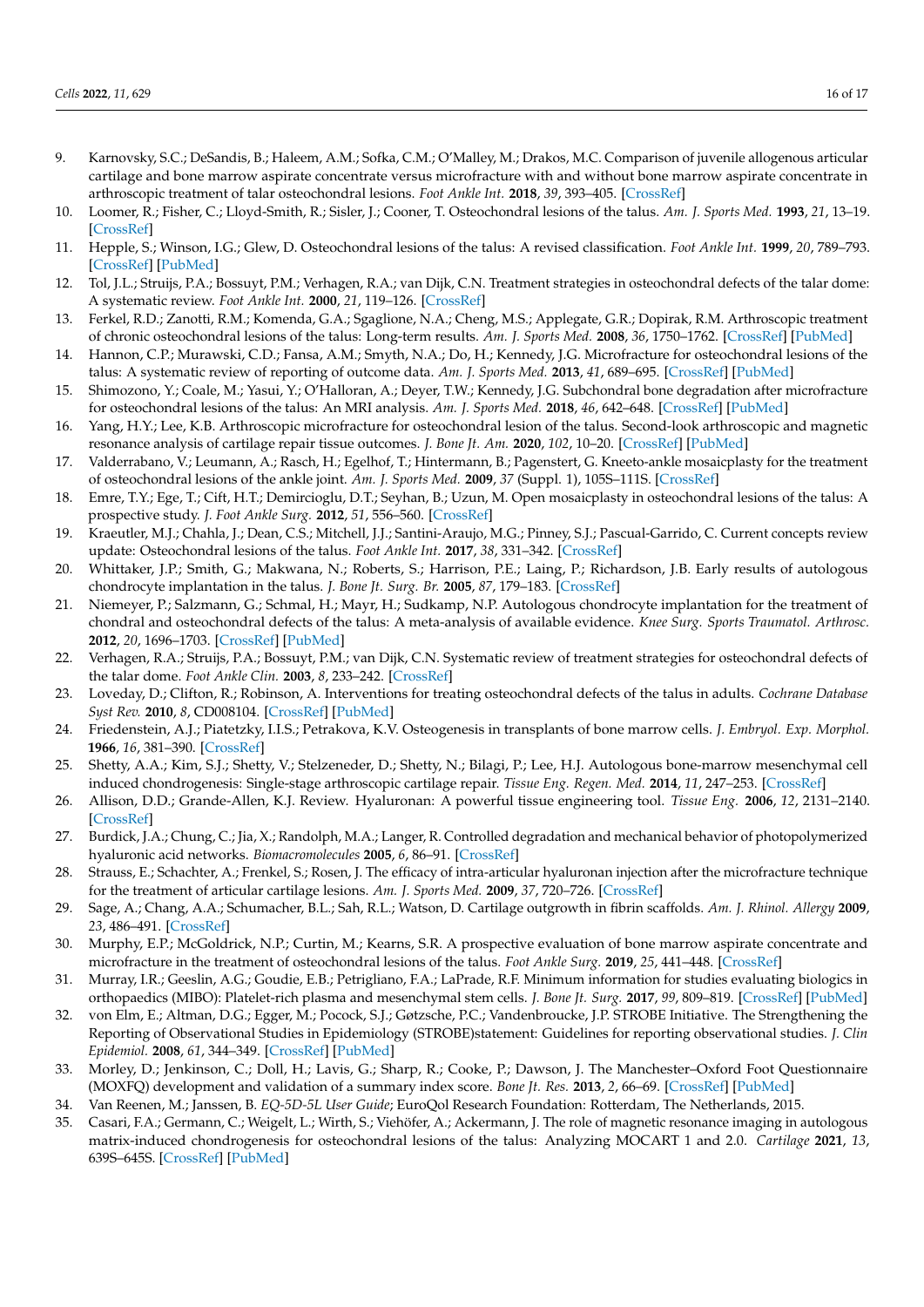9. Karnovsky, S.C.; DeSandis, B.; Haleem, A.M.; Sofka, C.M.; O'Malley, M.; Drakos, M.C. Comparison of juvenile allogenous articular cartilage and bone marrow aspirate concentrate versus microfracture with and without bone marrow aspirate concentrate in arthroscopic treatment of talar osteochondral lesions. *Foot Ankle Int.* **2018**, *39*, 393–405. [CrossRef]
10. Loomer, R.; Fisher, C.; Lloyd-Smith, R.; Sisler, J.; Cooner, T. Osteochondral lesions of the talus. *Am. J. Sports Med.* **1993**, *21*, 13–19. [CrossRef]
11. Hepple, S.; Winson, I.G.; Glew, D. Osteochondral lesions of the talus: A revised classification. *Foot Ankle Int.* **1999**, *20*, 789–793. [CrossRef] [PubMed]
12. Tol, J.L.; Struijs, P.A.; Bossuyt, P.M.; Verhagen, R.A.; van Dijk, C.N. Treatment strategies in osteochondral defects of the talar dome: A systematic review. *Foot Ankle Int.* **2000**, *21*, 119–126. [CrossRef]
13. Ferkel, R.D.; Zanotti, R.M.; Komenda, G.A.; Sgaglione, N.A.; Cheng, M.S.; Applegate, G.R.; Dopirak, R.M. Arthroscopic treatment of chronic osteochondral lesions of the talus: Long-term results. *Am. J. Sports Med.* **2008**, *36*, 1750–1762. [CrossRef] [PubMed]
14. Hannon, C.P.; Murawski, C.D.; Fansa, A.M.; Smyth, N.A.; Do, H.; Kennedy, J.G. Microfracture for osteochondral lesions of the talus: A systematic review of reporting of outcome data. *Am. J. Sports Med.* **2013**, *41*, 689–695. [CrossRef] [PubMed]
15. Shimozono, Y.; Coale, M.; Yasui, Y.; O'Halloran, A.; Deyer, T.W.; Kennedy, J.G. Subchondral bone degradation after microfracture for osteochondral lesions of the talus: An MRI analysis. *Am. J. Sports Med.* **2018**, *46*, 642–648. [CrossRef] [PubMed]
16. Yang, H.Y.; Lee, K.B. Arthroscopic microfracture for osteochondral lesion of the talus. Second-look arthroscopic and magnetic resonance analysis of cartilage repair tissue outcomes. *J. Bone Jt. Am.* **2020**, *102*, 10–20. [CrossRef] [PubMed]
17. Valderrabano, V.; Leumann, A.; Rasch, H.; Egelhof, T.; Hintermann, B.; Pagenstert, G. Kneeto-ankle mosaicplasty for the treatment of osteochondral lesions of the ankle joint. *Am. J. Sports Med.* **2009**, *37* (Suppl. 1), 105S–111S. [CrossRef]
18. Emre, T.Y.; Ege, T.; Cift, H.T.; Demircioglu, D.T.; Seyhan, B.; Uzun, M. Open mosaicplasty in osteochondral lesions of the talus: A prospective study. *J. Foot Ankle Surg.* **2012**, *51*, 556–560. [CrossRef]
19. Kraeutler, M.J.; Chahla, J.; Dean, C.S.; Mitchell, J.J.; Santini-Araujo, M.G.; Pinney, S.J.; Pascual-Garrido, C. Current concepts review update: Osteochondral lesions of the talus. *Foot Ankle Int.* **2017**, *38*, 331–342. [CrossRef]
20. Whittaker, J.P.; Smith, G.; Makwana, N.; Roberts, S.; Harrison, P.E.; Laing, P.; Richardson, J.B. Early results of autologous chondrocyte implantation in the talus. *J. Bone Jt. Surg. Br.* **2005**, *87*, 179–183. [CrossRef]
21. Niemeyer, P.; Salzmann, G.; Schmal, H.; Mayr, H.; Sudkamp, N.P. Autologous chondrocyte implantation for the treatment of chondral and osteochondral defects of the talus: A meta-analysis of available evidence. *Knee Surg. Sports Traumatol. Arthrosc.* **2012**, *20*, 1696–1703. [CrossRef] [PubMed]
22. Verhagen, R.A.; Struijs, P.A.; Bossuyt, P.M.; van Dijk, C.N. Systematic review of treatment strategies for osteochondral defects of the talar dome. *Foot Ankle Clin.* **2003**, *8*, 233–242. [CrossRef]
23. Loveday, D.; Clifton, R.; Robinson, A. Interventions for treating osteochondral defects of the talus in adults. *Cochrane Database Syst Rev.* **2010**, *8*, CD008104. [CrossRef] [PubMed]
24. Friedenstein, A.J.; Piatetzky, I.I.S.; Petrakova, K.V. Osteogenesis in transplants of bone marrow cells. *J. Embryol. Exp. Morphol.* **1966**, *16*, 381–390. [CrossRef]
25. Shetty, A.A.; Kim, S.J.; Shetty, V.; Stelzeneder, D.; Shetty, N.; Bilagi, P.; Lee, H.J. Autologous bone-marrow mesenchymal cell induced chondrogenesis: Single-stage arthroscopic cartilage repair. *Tissue Eng. Regen. Med.* **2014**, *11*, 247–253. [CrossRef]
26. Allison, D.D.; Grande-Allen, K.J. Review. Hyaluronan: A powerful tissue engineering tool. *Tissue Eng.* **2006**, *12*, 2131–2140. [CrossRef]
27. Burdick, J.A.; Chung, C.; Jia, X.; Randolph, M.A.; Langer, R. Controlled degradation and mechanical behavior of photopolymerized hyaluronic acid networks. *Biomacromolecules* **2005**, *6*, 86–91. [CrossRef]
28. Strauss, E.; Schachter, A.; Frenkel, S.; Rosen, J. The efficacy of intra-articular hyaluronan injection after the microfracture technique for the treatment of articular cartilage lesions. *Am. J. Sports Med.* **2009**, *37*, 720–726. [CrossRef]
29. Sage, A.; Chang, A.A.; Schumacher, B.L.; Sah, R.L.; Watson, D. Cartilage outgrowth in fibrin scaffolds. *Am. J. Rhinol. Allergy* **2009**, *23*, 486–491. [CrossRef]
30. Murphy, E.P.; McGoldrick, N.P.; Curtin, M.; Kearns, S.R. A prospective evaluation of bone marrow aspirate concentrate and microfracture in the treatment of osteochondral lesions of the talus. *Foot Ankle Surg.* **2019**, *25*, 441–448. [CrossRef]
31. Murray, I.R.; Geeslin, A.G.; Goudie, E.B.; Petrigliano, F.A.; LaPrade, R.F. Minimum information for studies evaluating biologics in orthopaedics (MIBO): Platelet-rich plasma and mesenchymal stem cells. *J. Bone Jt. Surg.* **2017**, *99*, 809–819. [CrossRef] [PubMed]
32. von Elm, E.; Altman, D.G.; Egger, M.; Pocock, S.J.; Gøtzsche, P.C.; Vandenbroucke, J.P. STROBE Initiative. The Strengthening the Reporting of Observational Studies in Epidemiology (STROBE)statement: Guidelines for reporting observational studies. *J. Clin Epidemiol.* **2008**, *61*, 344–349. [CrossRef] [PubMed]
33. Morley, D.; Jenkinson, C.; Doll, H.; Lavis, G.; Sharp, R.; Cooke, P.; Dawson, J. The Manchester–Oxford Foot Questionnaire (MOXFQ) development and validation of a summary index score. *Bone Jt. Res.* **2013**, *2*, 66–69. [CrossRef] [PubMed]
34. Van Reenen, M.; Janssen, B. *EQ-5D-5L User Guide*; EuroQol Research Foundation: Rotterdam, The Netherlands, 2015.
35. Casari, F.A.; Germann, C.; Weigelt, L.; Wirth, S.; Viehöfer, A.; Ackermann, J. The role of magnetic resonance imaging in autologous matrix-induced chondrogenesis for osteochondral lesions of the talus: Analyzing MOCART 1 and 2.0. *Cartilage* **2021**, *13*, 639S–645S. [CrossRef] [PubMed]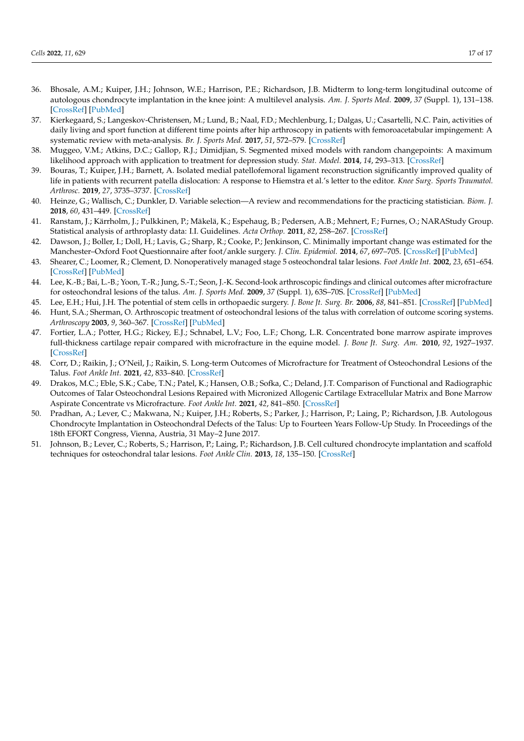36. Bhosale, A.M.; Kuiper, J.H.; Johnson, W.E.; Harrison, P.E.; Richardson, J.B. Midterm to long-term longitudinal outcome of autologous chondrocyte implantation in the knee joint: A multilevel analysis. *Am. J. Sports Med.* **2009**, *37* (Suppl. 1), 131–138. [CrossRef] [PubMed]
37. Kierkegaard, S.; Langeskov-Christensen, M.; Lund, B.; Naal, F.D.; Mechlenburg, I.; Dalgas, U.; Casartelli, N.C. Pain, activities of daily living and sport function at different time points after hip arthroscopy in patients with femoroacetabular impingement: A systematic review with meta-analysis. *Br. J. Sports Med.* **2017**, *51*, 572–579. [CrossRef]
38. Muggeo, V.M.; Atkins, D.C.; Gallop, R.J.; Dimidjian, S. Segmented mixed models with random changepoints: A maximum likelihood approach with application to treatment for depression study. *Stat. Model.* **2014**, *14*, 293–313. [CrossRef]
39. Bouras, T.; Kuiper, J.H.; Barnett, A. Isolated medial patellofemoral ligament reconstruction significantly improved quality of life in patients with recurrent patella dislocation: A response to Hiemstra et al.'s letter to the editor. *Knee Surg. Sports Traumatol. Arthrosc.* **2019**, *27*, 3735–3737. [CrossRef]
40. Heinze, G.; Wallisch, C.; Dunkler, D. Variable selection—A review and recommendations for the practicing statistician. *Biom. J.* **2018**, *60*, 431–449. [CrossRef]
41. Ranstam, J.; Kärrholm, J.; Pulkkinen, P.; Mäkelä, K.; Espehaug, B.; Pedersen, A.B.; Mehnert, F.; Furnes, O.; NARAStudy Group. Statistical analysis of arthroplasty data: I.I. Guidelines. *Acta Orthop.* **2011**, *82*, 258–267. [CrossRef]
42. Dawson, J.; Boller, I.; Doll, H.; Lavis, G.; Sharp, R.; Cooke, P.; Jenkinson, C. Minimally important change was estimated for the Manchester–Oxford Foot Questionnaire after foot/ankle surgery. *J. Clin. Epidemiol.* **2014**, *67*, 697–705. [CrossRef] [PubMed]
43. Shearer, C.; Loomer, R.; Clement, D. Nonoperatively managed stage 5 osteochondral talar lesions. *Foot Ankle Int.* **2002**, *23*, 651–654. [CrossRef] [PubMed]
44. Lee, K.-B.; Bai, L.-B.; Yoon, T.-R.; Jung, S.-T.; Seon, J.-K. Second-look arthroscopic findings and clinical outcomes after microfracture for osteochondral lesions of the talus. *Am. J. Sports Med.* **2009**, *37* (Suppl. 1), 63S–70S. [CrossRef] [PubMed]
45. Lee, E.H.; Hui, J.H. The potential of stem cells in orthopaedic surgery. *J. Bone Jt. Surg. Br.* **2006**, *88*, 841–851. [CrossRef] [PubMed]
46. Hunt, S.A.; Sherman, O. Arthroscopic treatment of osteochondral lesions of the talus with correlation of outcome scoring systems. *Arthroscopy* **2003**, *9*, 360–367. [CrossRef] [PubMed]
47. Fortier, L.A.; Potter, H.G.; Rickey, E.J.; Schnabel, L.V.; Foo, L.F.; Chong, L.R. Concentrated bone marrow aspirate improves full-thickness cartilage repair compared with microfracture in the equine model. *J. Bone Jt. Surg. Am.* **2010**, *92*, 1927–1937. [CrossRef]
48. Corr, D.; Raikin, J.; O'Neil, J.; Raikin, S. Long-term Outcomes of Microfracture for Treatment of Osteochondral Lesions of the Talus. *Foot Ankle Int.* **2021**, *42*, 833–840. [CrossRef]
49. Drakos, M.C.; Eble, S.K.; Cabe, T.N.; Patel, K.; Hansen, O.B.; Sofka, C.; Deland, J.T. Comparison of Functional and Radiographic Outcomes of Talar Osteochondral Lesions Repaired with Micronized Allogenic Cartilage Extracellular Matrix and Bone Marrow Aspirate Concentrate vs Microfracture. *Foot Ankle Int.* **2021**, *42*, 841–850. [CrossRef]
50. Pradhan, A.; Lever, C.; Makwana, N.; Kuiper, J.H.; Roberts, S.; Parker, J.; Harrison, P.; Laing, P.; Richardson, J.B. Autologous Chondrocyte Implantation in Osteochondral Defects of the Talus: Up to Fourteen Years Follow-Up Study. In Proceedings of the 18th EFORT Congress, Vienna, Austria, 31 May–2 June 2017.
51. Johnson, B.; Lever, C.; Roberts, S.; Harrison, P.; Laing, P.; Richardson, J.B. Cell cultured chondrocyte implantation and scaffold techniques for osteochondral talar lesions. *Foot Ankle Clin.* **2013**, *18*, 135–150. [CrossRef]